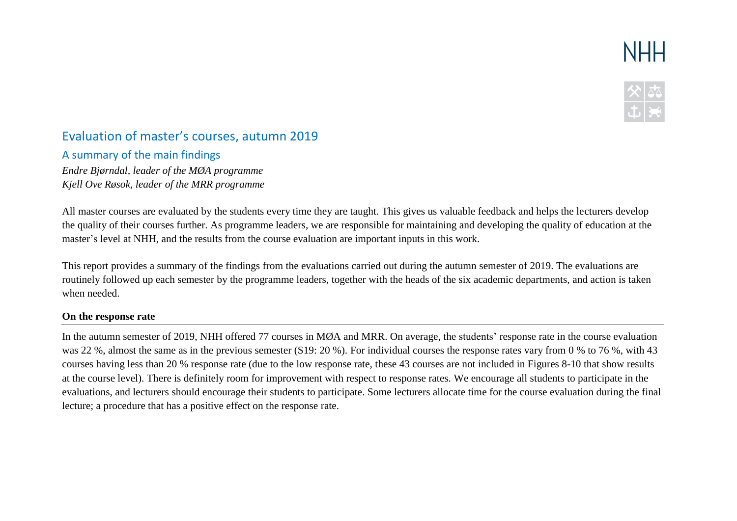# Evaluation of master's courses, autumn 2019

## A summary of the main findings

*Endre Bjørndal, leader of the MØA programme*
*Kjell Ove Røsok, leader of the MRR programme*

All master courses are evaluated by the students every time they are taught. This gives us valuable feedback and helps the lecturers develop the quality of their courses further. As programme leaders, we are responsible for maintaining and developing the quality of education at the master's level at NHH, and the results from the course evaluation are important inputs in this work.

This report provides a summary of the findings from the evaluations carried out during the autumn semester of 2019. The evaluations are routinely followed up each semester by the programme leaders, together with the heads of the six academic departments, and action is taken when needed.

### On the response rate

In the autumn semester of 2019, NHH offered 77 courses in MØA and MRR. On average, the students' response rate in the course evaluation was 22 %, almost the same as in the previous semester (S19: 20 %). For individual courses the response rates vary from 0 % to 76 %, with 43 courses having less than 20 % response rate (due to the low response rate, these 43 courses are not included in Figures 8-10 that show results at the course level). There is definitely room for improvement with respect to response rates. We encourage all students to participate in the evaluations, and lecturers should encourage their students to participate. Some lecturers allocate time for the course evaluation during the final lecture; a procedure that has a positive effect on the response rate.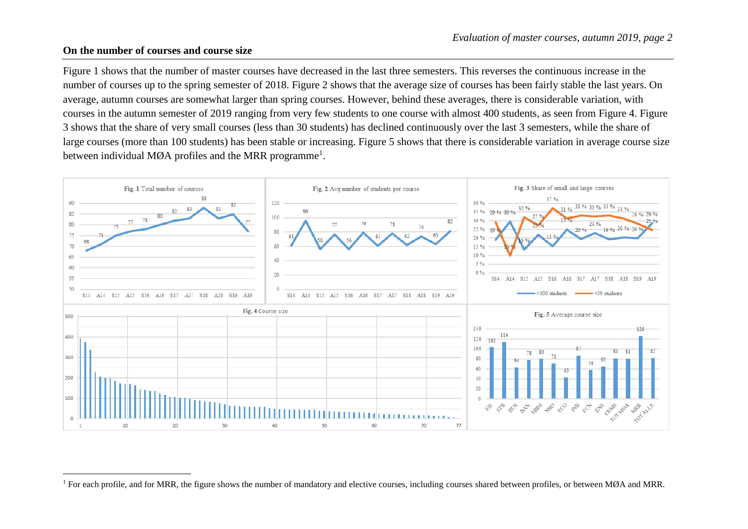## On the number of courses and course size

Figure 1 shows that the number of master courses have decreased in the last three semesters. This reverses the continuous increase in the number of courses up to the spring semester of 2018. Figure 2 shows that the average size of courses has been fairly stable the last years. On average, autumn courses are somewhat larger than spring courses. However, behind these averages, there is considerable variation, with courses in the autumn semester of 2019 ranging from very few students to one course with almost 400 students, as seen from Figure 4. Figure 3 shows that the share of very small courses (less than 30 students) has declined continuously over the last 3 semesters, while the share of large courses (more than 100 students) has been stable or increasing. Figure 5 shows that there is considerable variation in average course size between individual MØA profiles and the MRR programme[1].

**Fig. 1** Total number of courses

**Fig. 2** Avg number of students per course

**Fig. 3** Share of small and large courses

**Fig. 4** Course size

**Fig. 5** Average course size

---

[1] For each profile, and for MRR, the figure shows the number of mandatory and elective courses, including courses shared between profiles, or between MØA and MRR.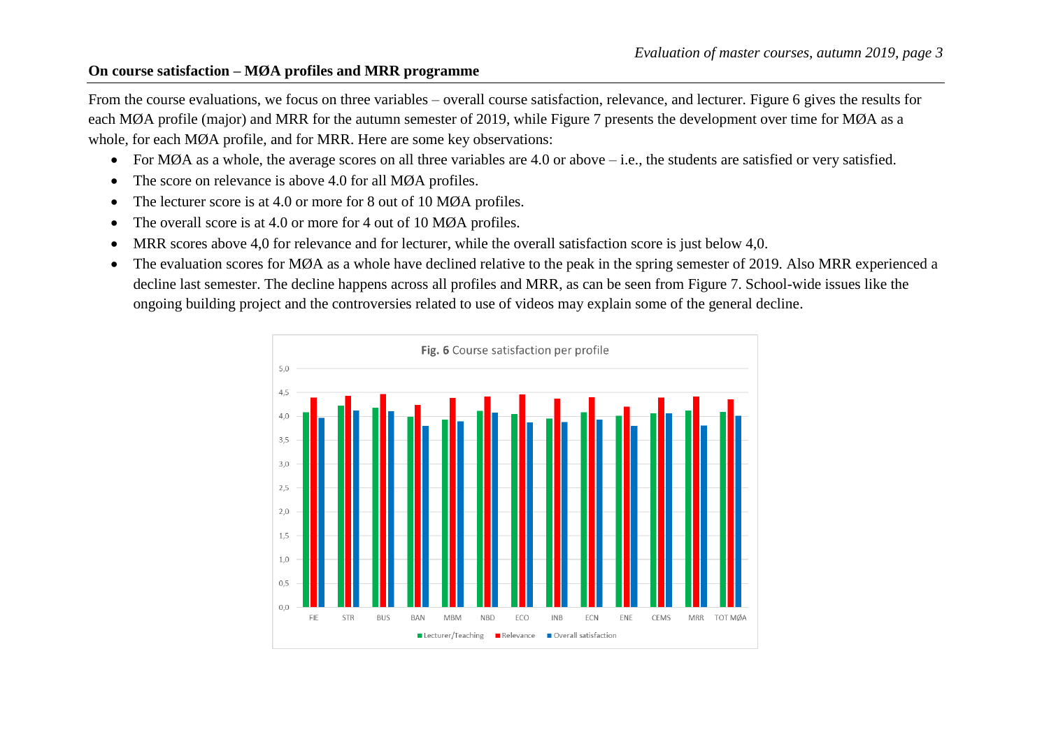## On course satisfaction – MØA profiles and MRR programme

From the course evaluations, we focus on three variables – overall course satisfaction, relevance, and lecturer. Figure 6 gives the results for each MØA profile (major) and MRR for the autumn semester of 2019, while Figure 7 presents the development over time for MØA as a whole, for each MØA profile, and for MRR. Here are some key observations:

- For MØA as a whole, the average scores on all three variables are 4.0 or above – i.e., the students are satisfied or very satisfied.
- The score on relevance is above 4.0 for all MØA profiles.
- The lecturer score is at 4.0 or more for 8 out of 10 MØA profiles.
- The overall score is at 4.0 or more for 4 out of 10 MØA profiles.
- MRR scores above 4,0 for relevance and for lecturer, while the overall satisfaction score is just below 4,0.
- The evaluation scores for MØA as a whole have declined relative to the peak in the spring semester of 2019. Also MRR experienced a decline last semester. The decline happens across all profiles and MRR, as can be seen from Figure 7. School-wide issues like the ongoing building project and the controversies related to use of videos may explain some of the general decline.

**Fig. 6** Course satisfaction per profile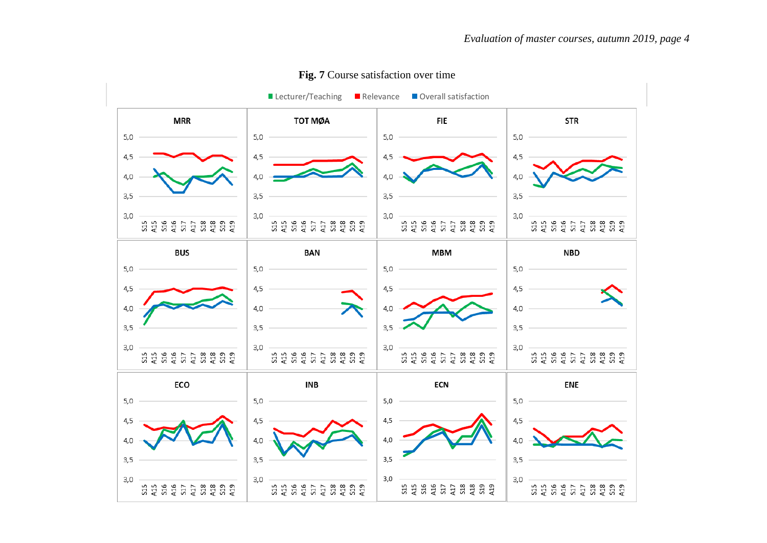**Fig. 7** Course satisfaction over time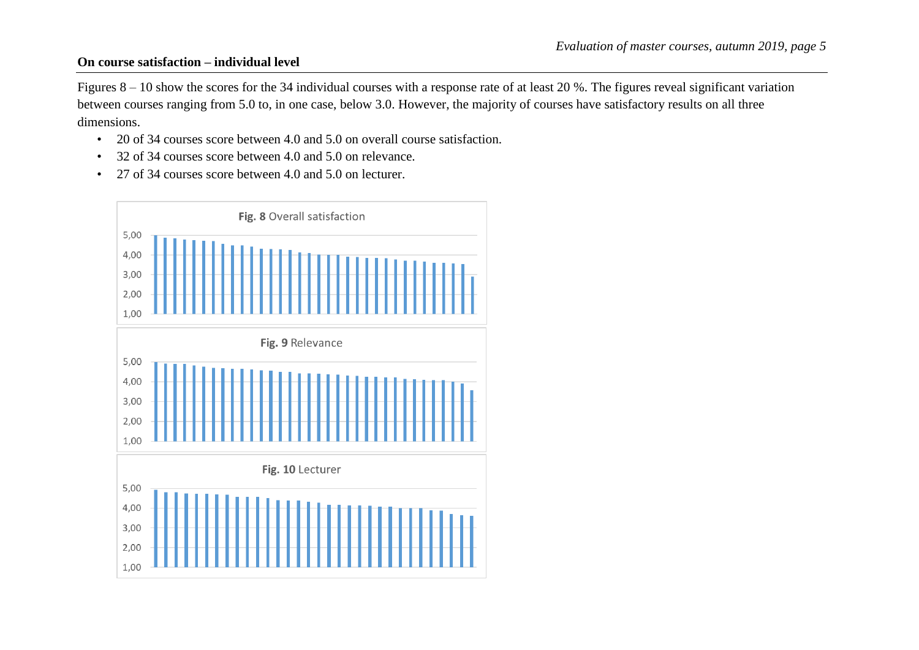## On course satisfaction – individual level

Figures 8 – 10 show the scores for the 34 individual courses with a response rate of at least 20 %. The figures reveal significant variation between courses ranging from 5.0 to, in one case, below 3.0. However, the majority of courses have satisfactory results on all three dimensions.

- 20 of 34 courses score between 4.0 and 5.0 on overall course satisfaction.
- 32 of 34 courses score between 4.0 and 5.0 on relevance.
- 27 of 34 courses score between 4.0 and 5.0 on lecturer.

**Fig. 8** Overall satisfaction

**Fig. 9** Relevance

**Fig. 10** Lecturer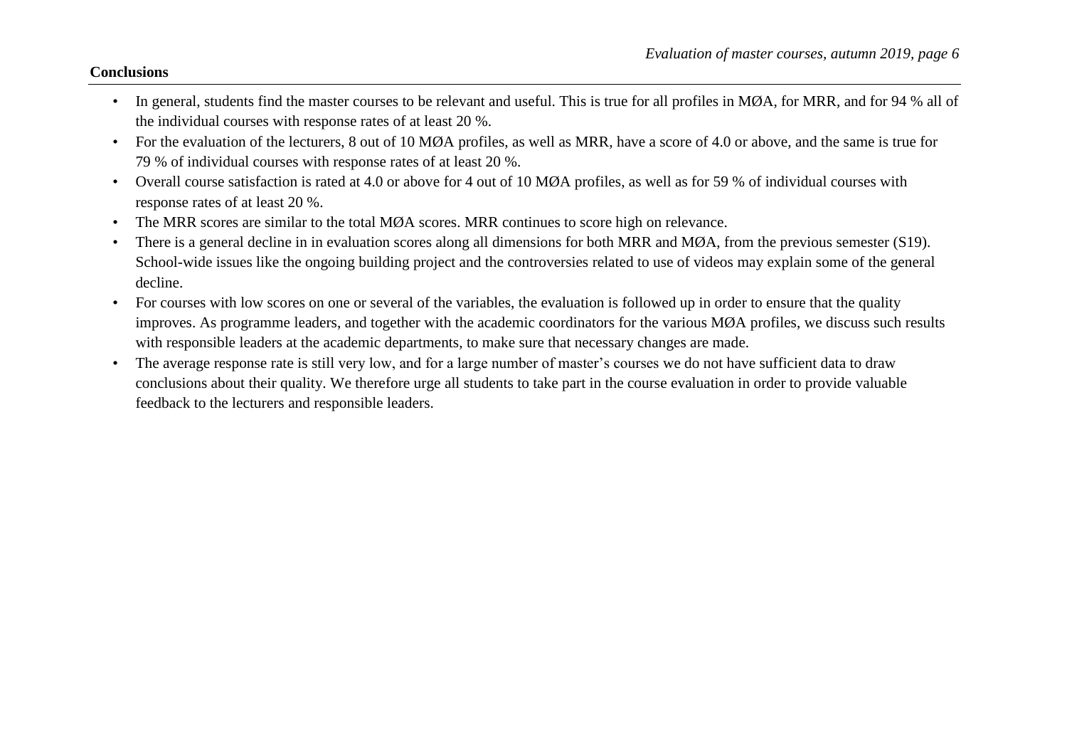**Conclusions**

- In general, students find the master courses to be relevant and useful. This is true for all profiles in MØA, for MRR, and for 94 % all of the individual courses with response rates of at least 20 %.
- For the evaluation of the lecturers, 8 out of 10 MØA profiles, as well as MRR, have a score of 4.0 or above, and the same is true for 79 % of individual courses with response rates of at least 20 %.
- Overall course satisfaction is rated at 4.0 or above for 4 out of 10 MØA profiles, as well as for 59 % of individual courses with response rates of at least 20 %.
- The MRR scores are similar to the total MØA scores. MRR continues to score high on relevance.
- There is a general decline in in evaluation scores along all dimensions for both MRR and MØA, from the previous semester (S19). School-wide issues like the ongoing building project and the controversies related to use of videos may explain some of the general decline.
- For courses with low scores on one or several of the variables, the evaluation is followed up in order to ensure that the quality improves. As programme leaders, and together with the academic coordinators for the various MØA profiles, we discuss such results with responsible leaders at the academic departments, to make sure that necessary changes are made.
- The average response rate is still very low, and for a large number of master's courses we do not have sufficient data to draw conclusions about their quality. We therefore urge all students to take part in the course evaluation in order to provide valuable feedback to the lecturers and responsible leaders.